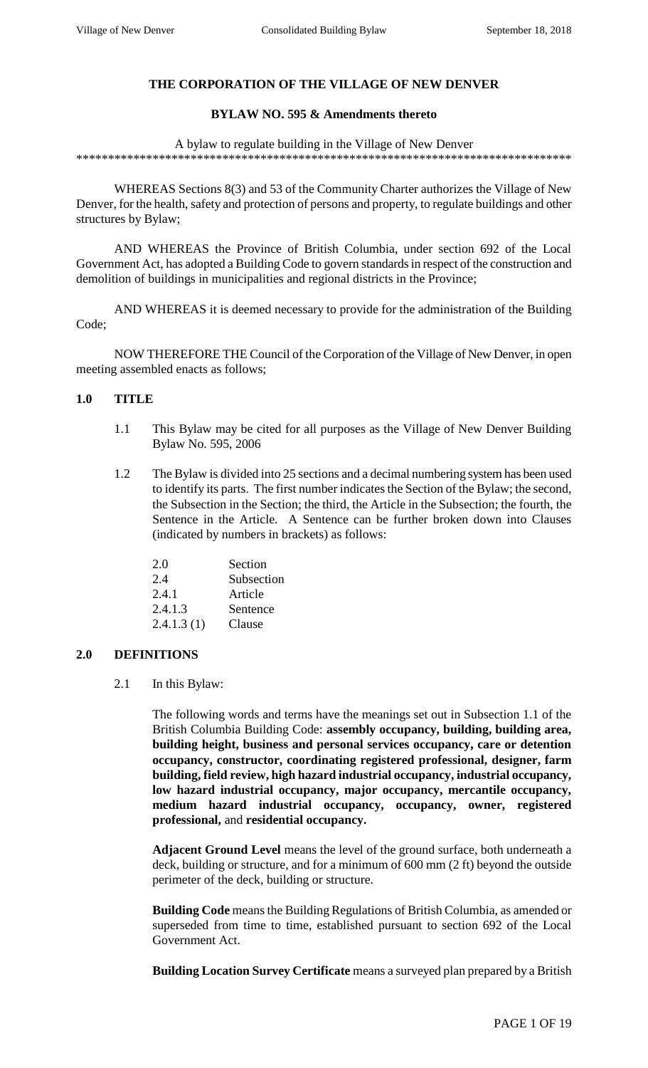**THE CORPORATION OF THE VILLAGE OF NEW DENVER**

**BYLAW NO. 595 & Amendments thereto**

A bylaw to regulate building in the Village of New Denver

******************************************************************************

WHEREAS Sections 8(3) and 53 of the Community Charter authorizes the Village of New Denver, for the health, safety and protection of persons and property, to regulate buildings and other structures by Bylaw;

AND WHEREAS the Province of British Columbia, under section 692 of the Local Government Act, has adopted a Building Code to govern standards in respect of the construction and demolition of buildings in municipalities and regional districts in the Province;

AND WHEREAS it is deemed necessary to provide for the administration of the Building Code;

NOW THEREFORE THE Council of the Corporation of the Village of New Denver, in open meeting assembled enacts as follows;

## 1.0 TITLE

1.1 This Bylaw may be cited for all purposes as the Village of New Denver Building Bylaw No. 595, 2006

1.2 The Bylaw is divided into 25 sections and a decimal numbering system has been used to identify its parts. The first number indicates the Section of the Bylaw; the second, the Subsection in the Section; the third, the Article in the Subsection; the fourth, the Sentence in the Article. A Sentence can be further broken down into Clauses (indicated by numbers in brackets) as follows:

| | |
|---|---|
| 2.0 | Section |
| 2.4 | Subsection |
| 2.4.1 | Article |
| 2.4.1.3 | Sentence |
| 2.4.1.3 (1) | Clause |

## 2.0 DEFINITIONS

2.1 In this Bylaw:

The following words and terms have the meanings set out in Subsection 1.1 of the British Columbia Building Code: **assembly occupancy, building, building area, building height, business and personal services occupancy, care or detention occupancy, constructor, coordinating registered professional, designer, farm building, field review, high hazard industrial occupancy, industrial occupancy, low hazard industrial occupancy, major occupancy, mercantile occupancy, medium hazard industrial occupancy, occupancy, owner, registered professional,** and **residential occupancy.**

**Adjacent Ground Level** means the level of the ground surface, both underneath a deck, building or structure, and for a minimum of 600 mm (2 ft) beyond the outside perimeter of the deck, building or structure.

**Building Code** means the Building Regulations of British Columbia, as amended or superseded from time to time, established pursuant to section 692 of the Local Government Act.

**Building Location Survey Certificate** means a surveyed plan prepared by a British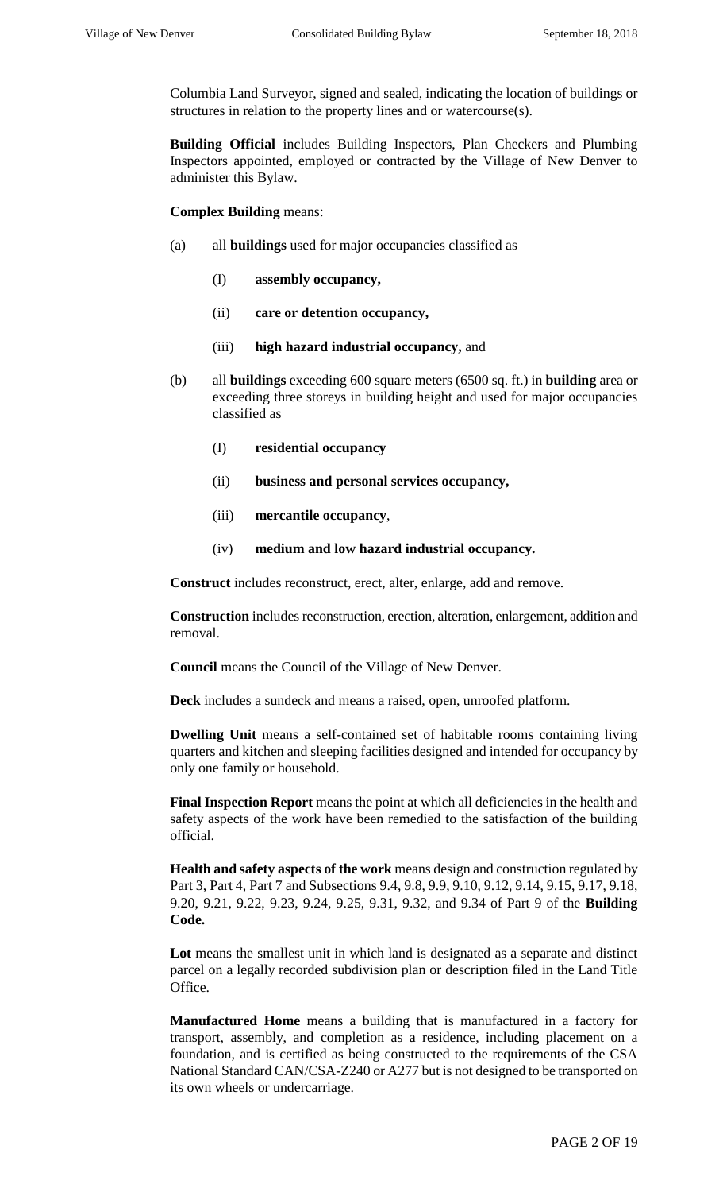Columbia Land Surveyor, signed and sealed, indicating the location of buildings or structures in relation to the property lines and or watercourse(s).

**Building Official** includes Building Inspectors, Plan Checkers and Plumbing Inspectors appointed, employed or contracted by the Village of New Denver to administer this Bylaw.

**Complex Building** means:

(a) all **buildings** used for major occupancies classified as

(I) **assembly occupancy,**

(ii) **care or detention occupancy,**

(iii) **high hazard industrial occupancy,** and

(b) all **buildings** exceeding 600 square meters (6500 sq. ft.) in **building** area or exceeding three storeys in building height and used for major occupancies classified as

(I) **residential occupancy**

(ii) **business and personal services occupancy,**

(iii) **mercantile occupancy**,

(iv) **medium and low hazard industrial occupancy.**

**Construct** includes reconstruct, erect, alter, enlarge, add and remove.

**Construction** includes reconstruction, erection, alteration, enlargement, addition and removal.

**Council** means the Council of the Village of New Denver.

**Deck** includes a sundeck and means a raised, open, unroofed platform.

**Dwelling Unit** means a self-contained set of habitable rooms containing living quarters and kitchen and sleeping facilities designed and intended for occupancy by only one family or household.

**Final Inspection Report** means the point at which all deficiencies in the health and safety aspects of the work have been remedied to the satisfaction of the building official.

**Health and safety aspects of the work** means design and construction regulated by Part 3, Part 4, Part 7 and Subsections 9.4, 9.8, 9.9, 9.10, 9.12, 9.14, 9.15, 9.17, 9.18, 9.20, 9.21, 9.22, 9.23, 9.24, 9.25, 9.31, 9.32, and 9.34 of Part 9 of the **Building Code.**

**Lot** means the smallest unit in which land is designated as a separate and distinct parcel on a legally recorded subdivision plan or description filed in the Land Title Office.

**Manufactured Home** means a building that is manufactured in a factory for transport, assembly, and completion as a residence, including placement on a foundation, and is certified as being constructed to the requirements of the CSA National Standard CAN/CSA-Z240 or A277 but is not designed to be transported on its own wheels or undercarriage.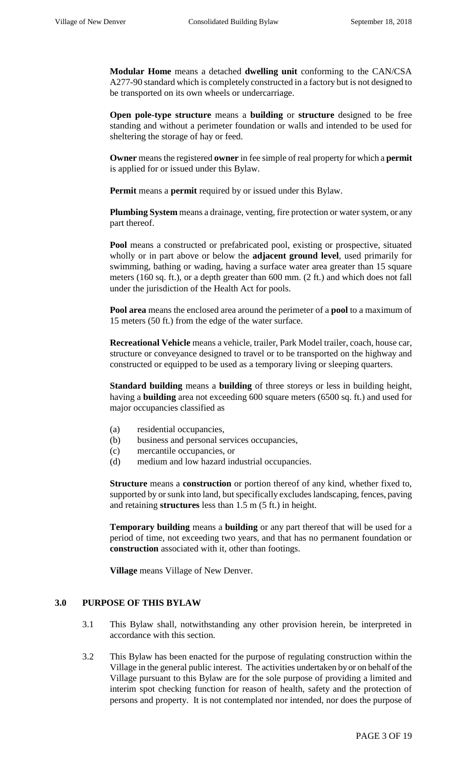**Modular Home** means a detached **dwelling unit** conforming to the CAN/CSA A277-90 standard which is completely constructed in a factory but is not designed to be transported on its own wheels or undercarriage.

**Open pole-type structure** means a **building** or **structure** designed to be free standing and without a perimeter foundation or walls and intended to be used for sheltering the storage of hay or feed.

**Owner** means the registered **owner** in fee simple of real property for which a **permit** is applied for or issued under this Bylaw.

**Permit** means a **permit** required by or issued under this Bylaw.

**Plumbing System** means a drainage, venting, fire protection or water system, or any part thereof.

**Pool** means a constructed or prefabricated pool, existing or prospective, situated wholly or in part above or below the **adjacent ground level**, used primarily for swimming, bathing or wading, having a surface water area greater than 15 square meters (160 sq. ft.), or a depth greater than 600 mm. (2 ft.) and which does not fall under the jurisdiction of the Health Act for pools.

**Pool area** means the enclosed area around the perimeter of a **pool** to a maximum of 15 meters (50 ft.) from the edge of the water surface.

**Recreational Vehicle** means a vehicle, trailer, Park Model trailer, coach, house car, structure or conveyance designed to travel or to be transported on the highway and constructed or equipped to be used as a temporary living or sleeping quarters.

**Standard building** means a **building** of three storeys or less in building height, having a **building** area not exceeding 600 square meters (6500 sq. ft.) and used for major occupancies classified as

(a) residential occupancies,
(b) business and personal services occupancies,
(c) mercantile occupancies, or
(d) medium and low hazard industrial occupancies.

**Structure** means a **construction** or portion thereof of any kind, whether fixed to, supported by or sunk into land, but specifically excludes landscaping, fences, paving and retaining **structures** less than 1.5 m (5 ft.) in height.

**Temporary building** means a **building** or any part thereof that will be used for a period of time, not exceeding two years, and that has no permanent foundation or **construction** associated with it, other than footings.

**Village** means Village of New Denver.

## 3.0 PURPOSE OF THIS BYLAW

3.1 This Bylaw shall, notwithstanding any other provision herein, be interpreted in accordance with this section.

3.2 This Bylaw has been enacted for the purpose of regulating construction within the Village in the general public interest. The activities undertaken by or on behalf of the Village pursuant to this Bylaw are for the sole purpose of providing a limited and interim spot checking function for reason of health, safety and the protection of persons and property. It is not contemplated nor intended, nor does the purpose of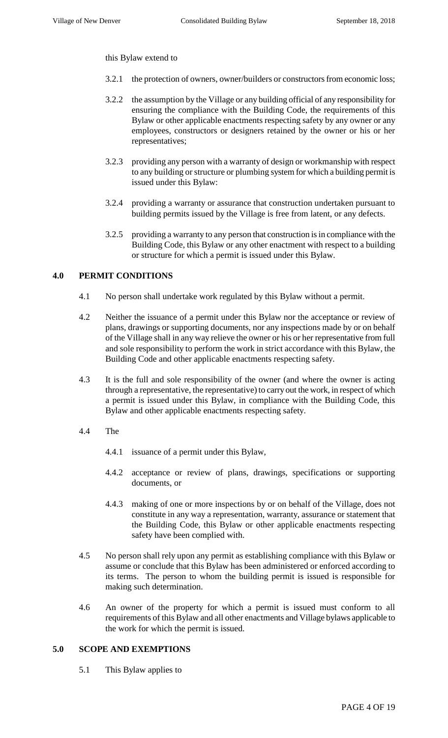this Bylaw extend to

3.2.1 the protection of owners, owner/builders or constructors from economic loss;

3.2.2 the assumption by the Village or any building official of any responsibility for ensuring the compliance with the Building Code, the requirements of this Bylaw or other applicable enactments respecting safety by any owner or any employees, constructors or designers retained by the owner or his or her representatives;

3.2.3 providing any person with a warranty of design or workmanship with respect to any building or structure or plumbing system for which a building permit is issued under this Bylaw:

3.2.4 providing a warranty or assurance that construction undertaken pursuant to building permits issued by the Village is free from latent, or any defects.

3.2.5 providing a warranty to any person that construction is in compliance with the Building Code, this Bylaw or any other enactment with respect to a building or structure for which a permit is issued under this Bylaw.

## 4.0 PERMIT CONDITIONS

4.1 No person shall undertake work regulated by this Bylaw without a permit.

4.2 Neither the issuance of a permit under this Bylaw nor the acceptance or review of plans, drawings or supporting documents, nor any inspections made by or on behalf of the Village shall in any way relieve the owner or his or her representative from full and sole responsibility to perform the work in strict accordance with this Bylaw, the Building Code and other applicable enactments respecting safety.

4.3 It is the full and sole responsibility of the owner (and where the owner is acting through a representative, the representative) to carry out the work, in respect of which a permit is issued under this Bylaw, in compliance with the Building Code, this Bylaw and other applicable enactments respecting safety.

4.4 The

4.4.1 issuance of a permit under this Bylaw,

4.4.2 acceptance or review of plans, drawings, specifications or supporting documents, or

4.4.3 making of one or more inspections by or on behalf of the Village, does not constitute in any way a representation, warranty, assurance or statement that the Building Code, this Bylaw or other applicable enactments respecting safety have been complied with.

4.5 No person shall rely upon any permit as establishing compliance with this Bylaw or assume or conclude that this Bylaw has been administered or enforced according to its terms. The person to whom the building permit is issued is responsible for making such determination.

4.6 An owner of the property for which a permit is issued must conform to all requirements of this Bylaw and all other enactments and Village bylaws applicable to the work for which the permit is issued.

## 5.0 SCOPE AND EXEMPTIONS

5.1 This Bylaw applies to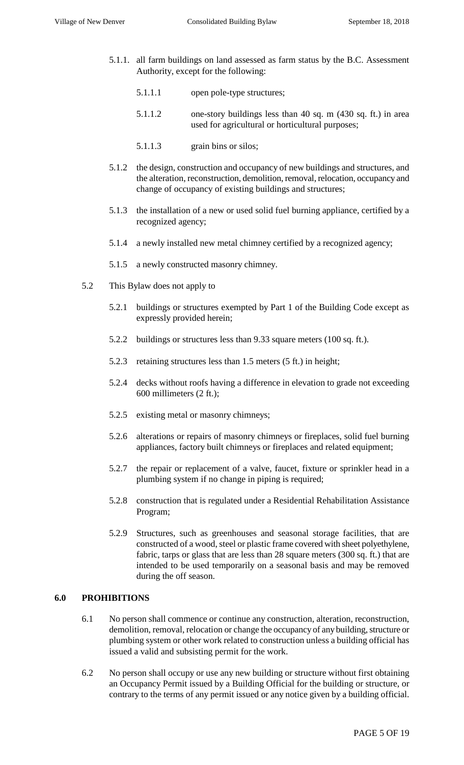5.1.1. all farm buildings on land assessed as farm status by the B.C. Assessment Authority, except for the following:

5.1.1.1 open pole-type structures;

5.1.1.2 one-story buildings less than 40 sq. m (430 sq. ft.) in area used for agricultural or horticultural purposes;

5.1.1.3 grain bins or silos;

5.1.2 the design, construction and occupancy of new buildings and structures, and the alteration, reconstruction, demolition, removal, relocation, occupancy and change of occupancy of existing buildings and structures;

5.1.3 the installation of a new or used solid fuel burning appliance, certified by a recognized agency;

5.1.4 a newly installed new metal chimney certified by a recognized agency;

5.1.5 a newly constructed masonry chimney.

5.2 This Bylaw does not apply to

5.2.1 buildings or structures exempted by Part 1 of the Building Code except as expressly provided herein;

5.2.2 buildings or structures less than 9.33 square meters (100 sq. ft.).

5.2.3 retaining structures less than 1.5 meters (5 ft.) in height;

5.2.4 decks without roofs having a difference in elevation to grade not exceeding 600 millimeters (2 ft.);

5.2.5 existing metal or masonry chimneys;

5.2.6 alterations or repairs of masonry chimneys or fireplaces, solid fuel burning appliances, factory built chimneys or fireplaces and related equipment;

5.2.7 the repair or replacement of a valve, faucet, fixture or sprinkler head in a plumbing system if no change in piping is required;

5.2.8 construction that is regulated under a Residential Rehabilitation Assistance Program;

5.2.9 Structures, such as greenhouses and seasonal storage facilities, that are constructed of a wood, steel or plastic frame covered with sheet polyethylene, fabric, tarps or glass that are less than 28 square meters (300 sq. ft.) that are intended to be used temporarily on a seasonal basis and may be removed during the off season.

## 6.0 PROHIBITIONS

6.1 No person shall commence or continue any construction, alteration, reconstruction, demolition, removal, relocation or change the occupancy of any building, structure or plumbing system or other work related to construction unless a building official has issued a valid and subsisting permit for the work.

6.2 No person shall occupy or use any new building or structure without first obtaining an Occupancy Permit issued by a Building Official for the building or structure, or contrary to the terms of any permit issued or any notice given by a building official.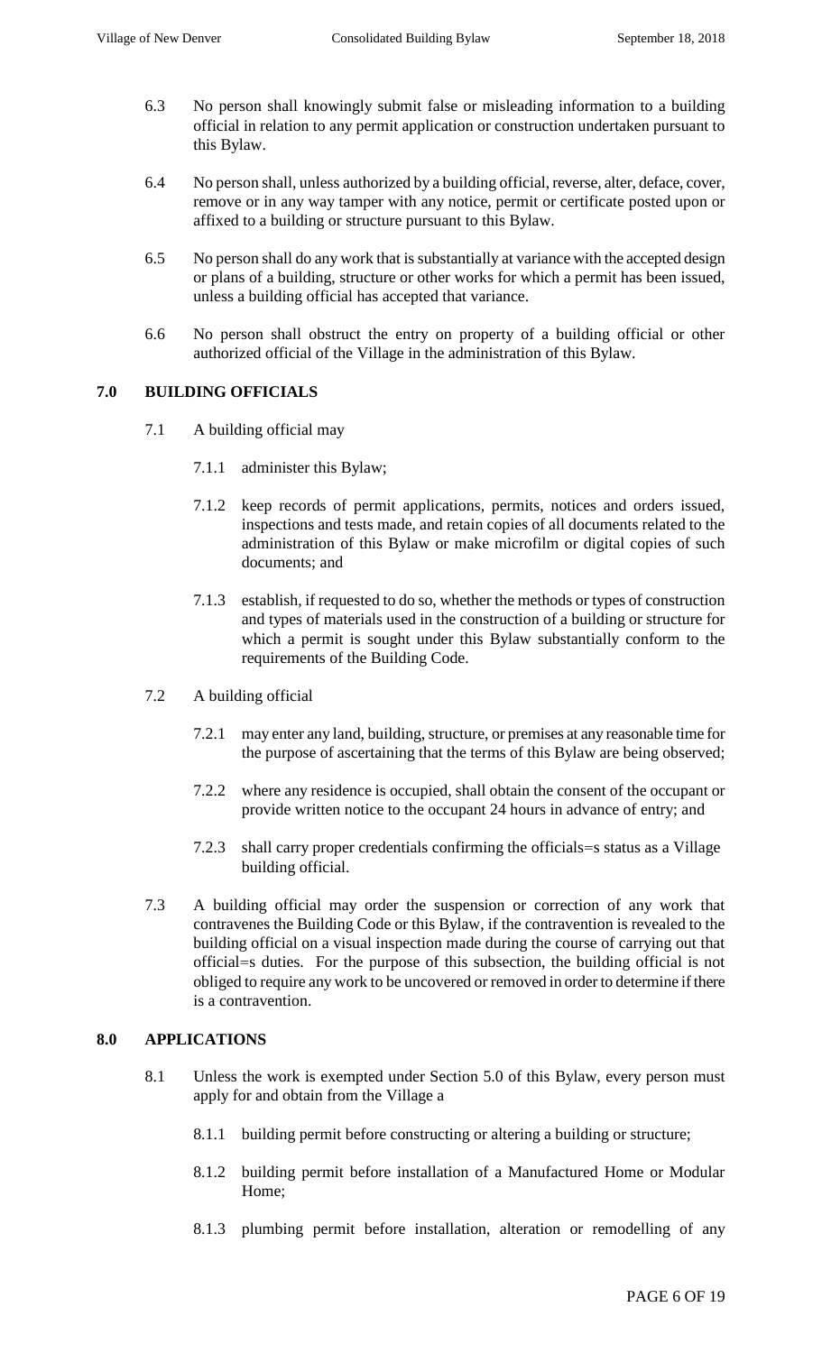6.3 No person shall knowingly submit false or misleading information to a building official in relation to any permit application or construction undertaken pursuant to this Bylaw.

6.4 No person shall, unless authorized by a building official, reverse, alter, deface, cover, remove or in any way tamper with any notice, permit or certificate posted upon or affixed to a building or structure pursuant to this Bylaw.

6.5 No person shall do any work that is substantially at variance with the accepted design or plans of a building, structure or other works for which a permit has been issued, unless a building official has accepted that variance.

6.6 No person shall obstruct the entry on property of a building official or other authorized official of the Village in the administration of this Bylaw.

## 7.0 BUILDING OFFICIALS

7.1 A building official may

7.1.1 administer this Bylaw;

7.1.2 keep records of permit applications, permits, notices and orders issued, inspections and tests made, and retain copies of all documents related to the administration of this Bylaw or make microfilm or digital copies of such documents; and

7.1.3 establish, if requested to do so, whether the methods or types of construction and types of materials used in the construction of a building or structure for which a permit is sought under this Bylaw substantially conform to the requirements of the Building Code.

7.2 A building official

7.2.1 may enter any land, building, structure, or premises at any reasonable time for the purpose of ascertaining that the terms of this Bylaw are being observed;

7.2.2 where any residence is occupied, shall obtain the consent of the occupant or provide written notice to the occupant 24 hours in advance of entry; and

7.2.3 shall carry proper credentials confirming the officials=s status as a Village building official.

7.3 A building official may order the suspension or correction of any work that contravenes the Building Code or this Bylaw, if the contravention is revealed to the building official on a visual inspection made during the course of carrying out that official=s duties. For the purpose of this subsection, the building official is not obliged to require any work to be uncovered or removed in order to determine if there is a contravention.

## 8.0 APPLICATIONS

8.1 Unless the work is exempted under Section 5.0 of this Bylaw, every person must apply for and obtain from the Village a

8.1.1 building permit before constructing or altering a building or structure;

8.1.2 building permit before installation of a Manufactured Home or Modular Home;

8.1.3 plumbing permit before installation, alteration or remodelling of any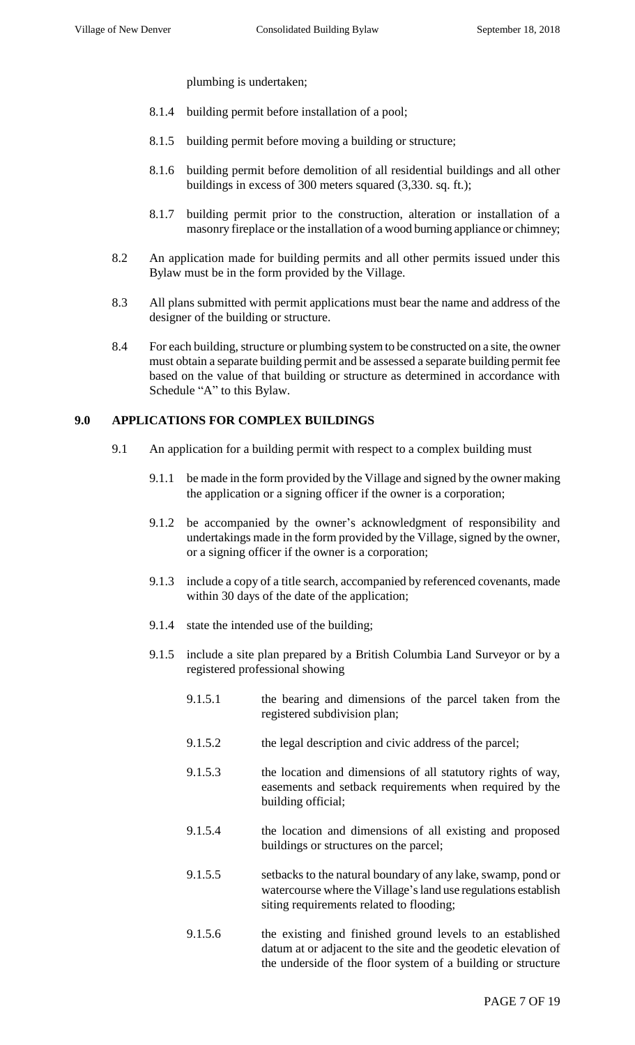plumbing is undertaken;

8.1.4 building permit before installation of a pool;

8.1.5 building permit before moving a building or structure;

8.1.6 building permit before demolition of all residential buildings and all other buildings in excess of 300 meters squared (3,330. sq. ft.);

8.1.7 building permit prior to the construction, alteration or installation of a masonry fireplace or the installation of a wood burning appliance or chimney;

8.2 An application made for building permits and all other permits issued under this Bylaw must be in the form provided by the Village.

8.3 All plans submitted with permit applications must bear the name and address of the designer of the building or structure.

8.4 For each building, structure or plumbing system to be constructed on a site, the owner must obtain a separate building permit and be assessed a separate building permit fee based on the value of that building or structure as determined in accordance with Schedule "A" to this Bylaw.

## 9.0 APPLICATIONS FOR COMPLEX BUILDINGS

9.1 An application for a building permit with respect to a complex building must

9.1.1 be made in the form provided by the Village and signed by the owner making the application or a signing officer if the owner is a corporation;

9.1.2 be accompanied by the owner's acknowledgment of responsibility and undertakings made in the form provided by the Village, signed by the owner, or a signing officer if the owner is a corporation;

9.1.3 include a copy of a title search, accompanied by referenced covenants, made within 30 days of the date of the application;

9.1.4 state the intended use of the building;

9.1.5 include a site plan prepared by a British Columbia Land Surveyor or by a registered professional showing

9.1.5.1 the bearing and dimensions of the parcel taken from the registered subdivision plan;

9.1.5.2 the legal description and civic address of the parcel;

9.1.5.3 the location and dimensions of all statutory rights of way, easements and setback requirements when required by the building official;

9.1.5.4 the location and dimensions of all existing and proposed buildings or structures on the parcel;

9.1.5.5 setbacks to the natural boundary of any lake, swamp, pond or watercourse where the Village's land use regulations establish siting requirements related to flooding;

9.1.5.6 the existing and finished ground levels to an established datum at or adjacent to the site and the geodetic elevation of the underside of the floor system of a building or structure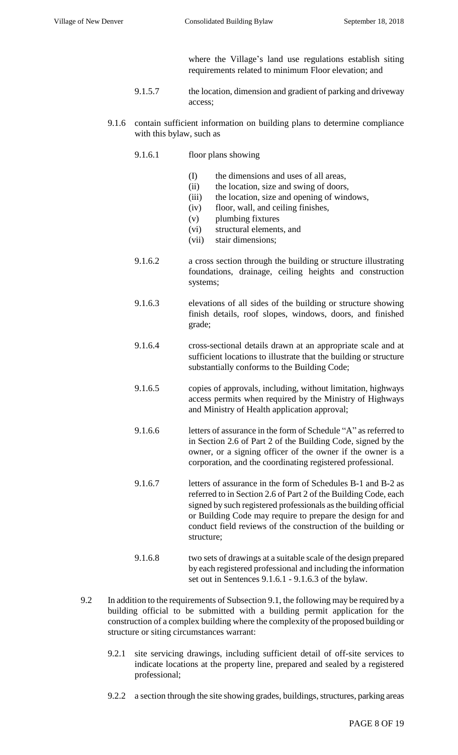where the Village's land use regulations establish siting requirements related to minimum Floor elevation; and

9.1.5.7 the location, dimension and gradient of parking and driveway access;

9.1.6 contain sufficient information on building plans to determine compliance with this bylaw, such as

9.1.6.1 floor plans showing

(I) the dimensions and uses of all areas,
(ii) the location, size and swing of doors,
(iii) the location, size and opening of windows,
(iv) floor, wall, and ceiling finishes,
(v) plumbing fixtures
(vi) structural elements, and
(vii) stair dimensions;

9.1.6.2 a cross section through the building or structure illustrating foundations, drainage, ceiling heights and construction systems;

9.1.6.3 elevations of all sides of the building or structure showing finish details, roof slopes, windows, doors, and finished grade;

9.1.6.4 cross-sectional details drawn at an appropriate scale and at sufficient locations to illustrate that the building or structure substantially conforms to the Building Code;

9.1.6.5 copies of approvals, including, without limitation, highways access permits when required by the Ministry of Highways and Ministry of Health application approval;

9.1.6.6 letters of assurance in the form of Schedule "A" as referred to in Section 2.6 of Part 2 of the Building Code, signed by the owner, or a signing officer of the owner if the owner is a corporation, and the coordinating registered professional.

9.1.6.7 letters of assurance in the form of Schedules B-1 and B-2 as referred to in Section 2.6 of Part 2 of the Building Code, each signed by such registered professionals as the building official or Building Code may require to prepare the design for and conduct field reviews of the construction of the building or structure;

9.1.6.8 two sets of drawings at a suitable scale of the design prepared by each registered professional and including the information set out in Sentences 9.1.6.1 - 9.1.6.3 of the bylaw.

9.2 In addition to the requirements of Subsection 9.1, the following may be required by a building official to be submitted with a building permit application for the construction of a complex building where the complexity of the proposed building or structure or siting circumstances warrant:

9.2.1 site servicing drawings, including sufficient detail of off-site services to indicate locations at the property line, prepared and sealed by a registered professional;

9.2.2 a section through the site showing grades, buildings, structures, parking areas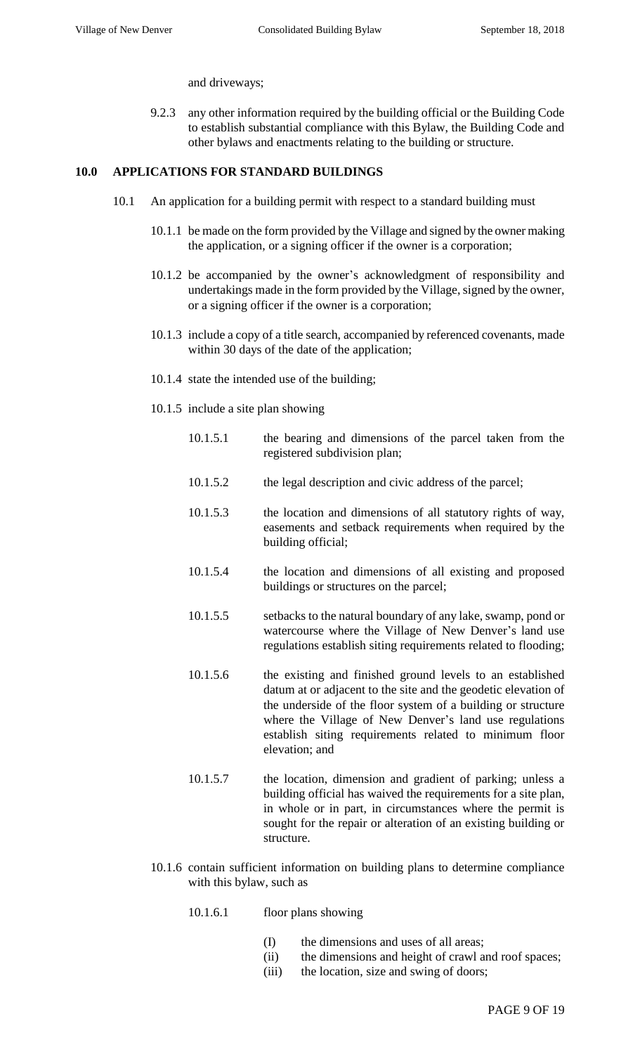and driveways;

9.2.3 any other information required by the building official or the Building Code to establish substantial compliance with this Bylaw, the Building Code and other bylaws and enactments relating to the building or structure.

## 10.0 APPLICATIONS FOR STANDARD BUILDINGS

10.1 An application for a building permit with respect to a standard building must

10.1.1 be made on the form provided by the Village and signed by the owner making the application, or a signing officer if the owner is a corporation;

10.1.2 be accompanied by the owner's acknowledgment of responsibility and undertakings made in the form provided by the Village, signed by the owner, or a signing officer if the owner is a corporation;

10.1.3 include a copy of a title search, accompanied by referenced covenants, made within 30 days of the date of the application;

10.1.4 state the intended use of the building;

10.1.5 include a site plan showing

10.1.5.1 the bearing and dimensions of the parcel taken from the registered subdivision plan;

10.1.5.2 the legal description and civic address of the parcel;

10.1.5.3 the location and dimensions of all statutory rights of way, easements and setback requirements when required by the building official;

10.1.5.4 the location and dimensions of all existing and proposed buildings or structures on the parcel;

10.1.5.5 setbacks to the natural boundary of any lake, swamp, pond or watercourse where the Village of New Denver's land use regulations establish siting requirements related to flooding;

10.1.5.6 the existing and finished ground levels to an established datum at or adjacent to the site and the geodetic elevation of the underside of the floor system of a building or structure where the Village of New Denver's land use regulations establish siting requirements related to minimum floor elevation; and

10.1.5.7 the location, dimension and gradient of parking; unless a building official has waived the requirements for a site plan, in whole or in part, in circumstances where the permit is sought for the repair or alteration of an existing building or structure.

10.1.6 contain sufficient information on building plans to determine compliance with this bylaw, such as

10.1.6.1 floor plans showing

(I) the dimensions and uses of all areas;
(ii) the dimensions and height of crawl and roof spaces;
(iii) the location, size and swing of doors;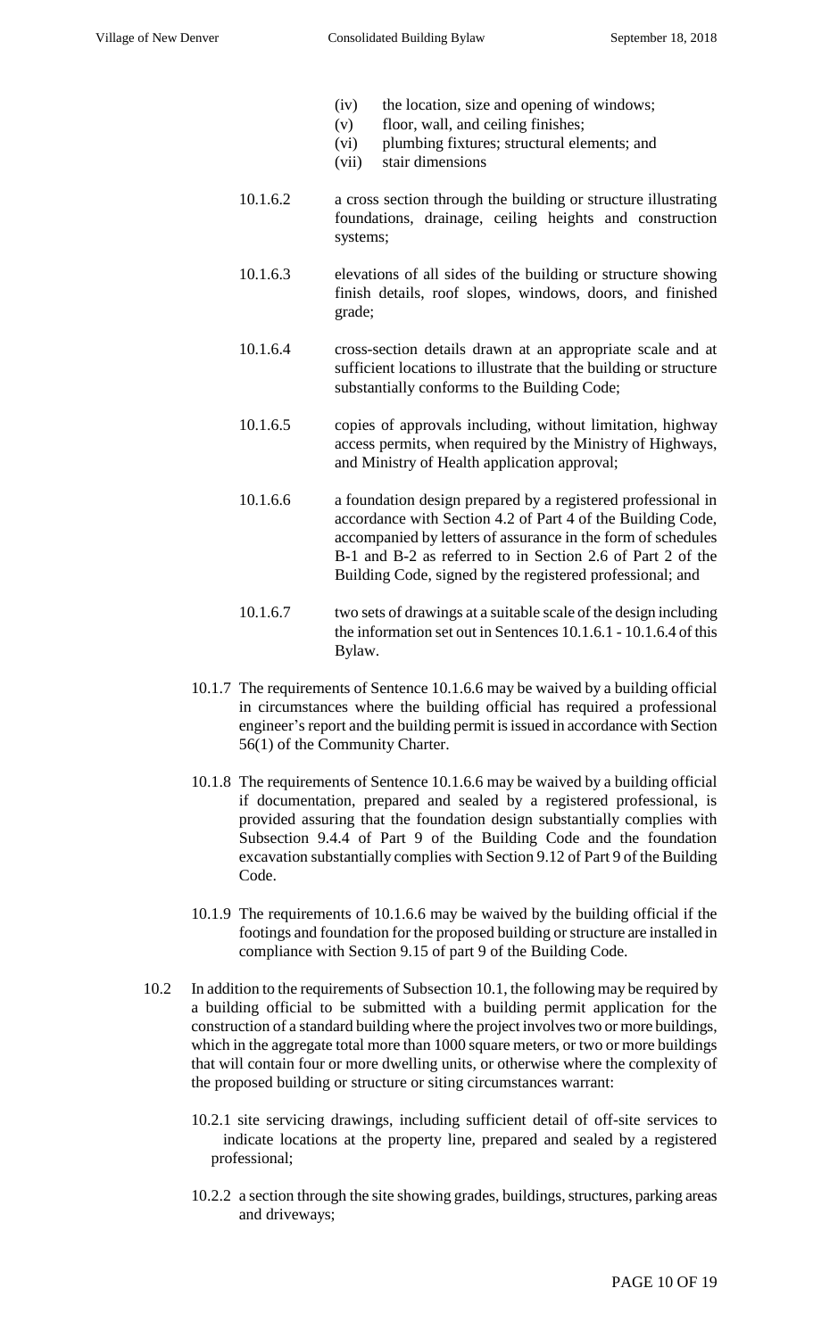(iv) the location, size and opening of windows;
(v) floor, wall, and ceiling finishes;
(vi) plumbing fixtures; structural elements; and
(vii) stair dimensions

10.1.6.2 a cross section through the building or structure illustrating foundations, drainage, ceiling heights and construction systems;

10.1.6.3 elevations of all sides of the building or structure showing finish details, roof slopes, windows, doors, and finished grade;

10.1.6.4 cross-section details drawn at an appropriate scale and at sufficient locations to illustrate that the building or structure substantially conforms to the Building Code;

10.1.6.5 copies of approvals including, without limitation, highway access permits, when required by the Ministry of Highways, and Ministry of Health application approval;

10.1.6.6 a foundation design prepared by a registered professional in accordance with Section 4.2 of Part 4 of the Building Code, accompanied by letters of assurance in the form of schedules B-1 and B-2 as referred to in Section 2.6 of Part 2 of the Building Code, signed by the registered professional; and

10.1.6.7 two sets of drawings at a suitable scale of the design including the information set out in Sentences 10.1.6.1 - 10.1.6.4 of this Bylaw.

10.1.7 The requirements of Sentence 10.1.6.6 may be waived by a building official in circumstances where the building official has required a professional engineer's report and the building permit is issued in accordance with Section 56(1) of the Community Charter.

10.1.8 The requirements of Sentence 10.1.6.6 may be waived by a building official if documentation, prepared and sealed by a registered professional, is provided assuring that the foundation design substantially complies with Subsection 9.4.4 of Part 9 of the Building Code and the foundation excavation substantially complies with Section 9.12 of Part 9 of the Building Code.

10.1.9 The requirements of 10.1.6.6 may be waived by the building official if the footings and foundation for the proposed building or structure are installed in compliance with Section 9.15 of part 9 of the Building Code.

10.2 In addition to the requirements of Subsection 10.1, the following may be required by a building official to be submitted with a building permit application for the construction of a standard building where the project involves two or more buildings, which in the aggregate total more than 1000 square meters, or two or more buildings that will contain four or more dwelling units, or otherwise where the complexity of the proposed building or structure or siting circumstances warrant:

10.2.1 site servicing drawings, including sufficient detail of off-site services to indicate locations at the property line, prepared and sealed by a registered professional;

10.2.2 a section through the site showing grades, buildings, structures, parking areas and driveways;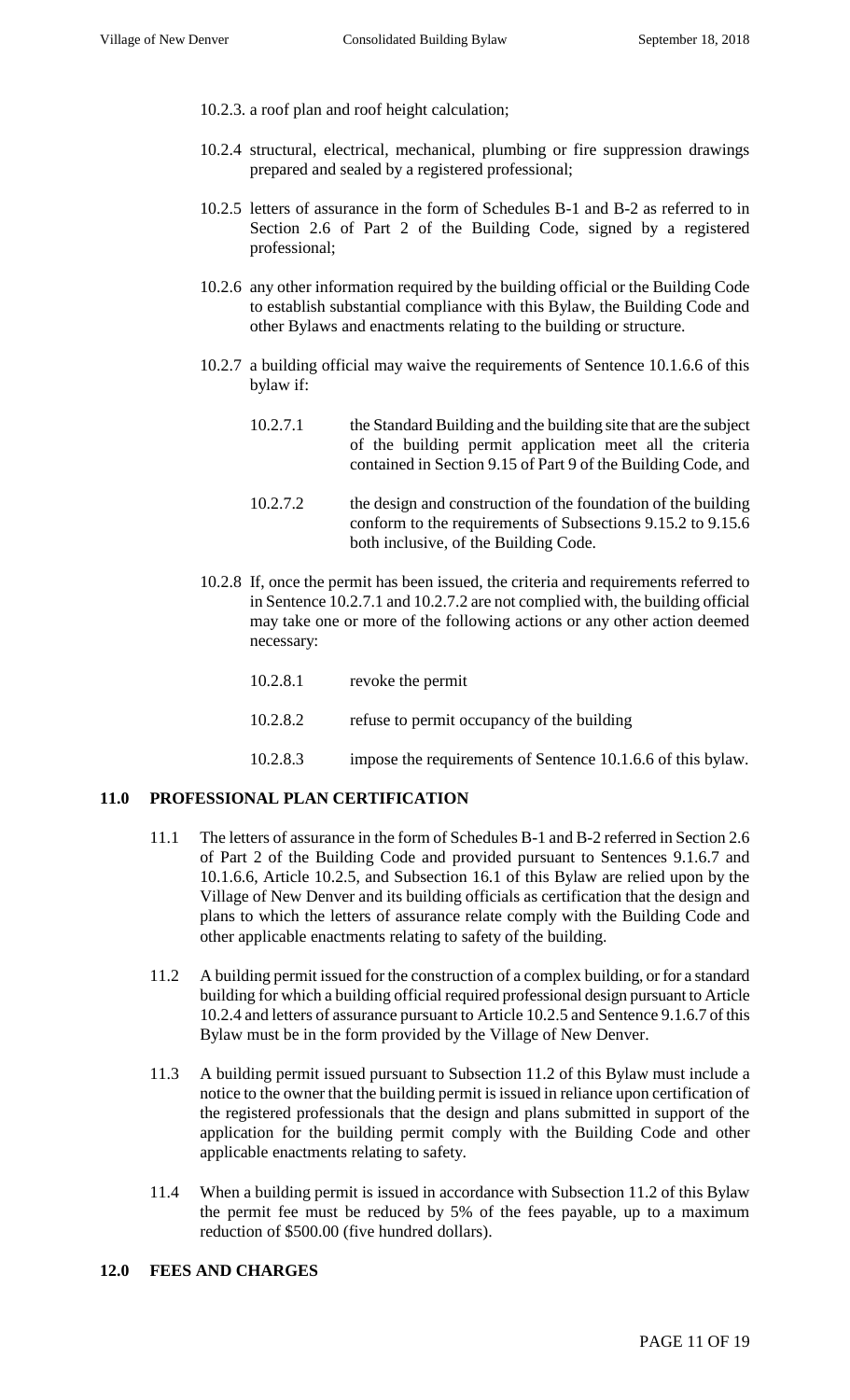10.2.3. a roof plan and roof height calculation;

10.2.4 structural, electrical, mechanical, plumbing or fire suppression drawings prepared and sealed by a registered professional;

10.2.5 letters of assurance in the form of Schedules B-1 and B-2 as referred to in Section 2.6 of Part 2 of the Building Code, signed by a registered professional;

10.2.6 any other information required by the building official or the Building Code to establish substantial compliance with this Bylaw, the Building Code and other Bylaws and enactments relating to the building or structure.

10.2.7 a building official may waive the requirements of Sentence 10.1.6.6 of this bylaw if:

10.2.7.1 the Standard Building and the building site that are the subject of the building permit application meet all the criteria contained in Section 9.15 of Part 9 of the Building Code, and

10.2.7.2 the design and construction of the foundation of the building conform to the requirements of Subsections 9.15.2 to 9.15.6 both inclusive, of the Building Code.

10.2.8 If, once the permit has been issued, the criteria and requirements referred to in Sentence 10.2.7.1 and 10.2.7.2 are not complied with, the building official may take one or more of the following actions or any other action deemed necessary:

10.2.8.1 revoke the permit

10.2.8.2 refuse to permit occupancy of the building

10.2.8.3 impose the requirements of Sentence 10.1.6.6 of this bylaw.

## 11.0 PROFESSIONAL PLAN CERTIFICATION

11.1 The letters of assurance in the form of Schedules B-1 and B-2 referred in Section 2.6 of Part 2 of the Building Code and provided pursuant to Sentences 9.1.6.7 and 10.1.6.6, Article 10.2.5, and Subsection 16.1 of this Bylaw are relied upon by the Village of New Denver and its building officials as certification that the design and plans to which the letters of assurance relate comply with the Building Code and other applicable enactments relating to safety of the building.

11.2 A building permit issued for the construction of a complex building, or for a standard building for which a building official required professional design pursuant to Article 10.2.4 and letters of assurance pursuant to Article 10.2.5 and Sentence 9.1.6.7 of this Bylaw must be in the form provided by the Village of New Denver.

11.3 A building permit issued pursuant to Subsection 11.2 of this Bylaw must include a notice to the owner that the building permit is issued in reliance upon certification of the registered professionals that the design and plans submitted in support of the application for the building permit comply with the Building Code and other applicable enactments relating to safety.

11.4 When a building permit is issued in accordance with Subsection 11.2 of this Bylaw the permit fee must be reduced by 5% of the fees payable, up to a maximum reduction of $500.00 (five hundred dollars).

## 12.0 FEES AND CHARGES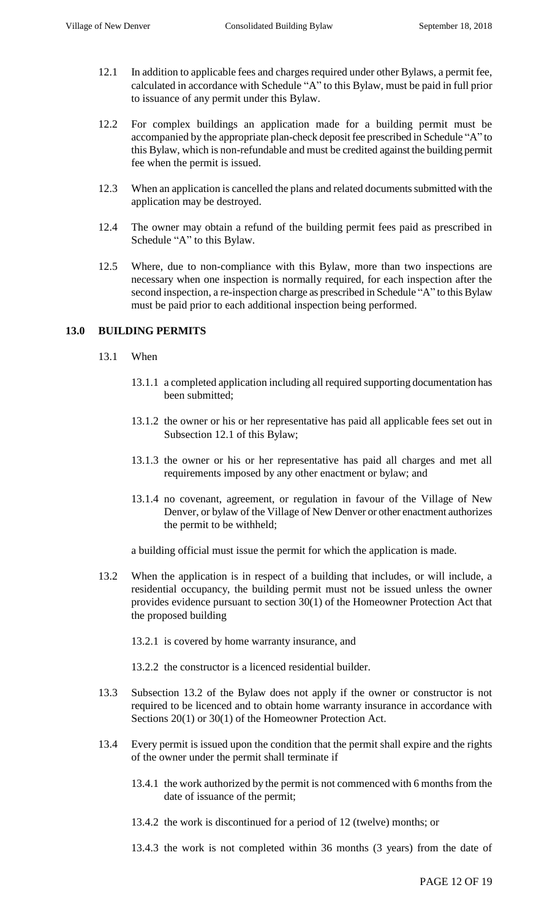12.1 In addition to applicable fees and charges required under other Bylaws, a permit fee, calculated in accordance with Schedule "A" to this Bylaw, must be paid in full prior to issuance of any permit under this Bylaw.

12.2 For complex buildings an application made for a building permit must be accompanied by the appropriate plan-check deposit fee prescribed in Schedule "A" to this Bylaw, which is non-refundable and must be credited against the building permit fee when the permit is issued.

12.3 When an application is cancelled the plans and related documents submitted with the application may be destroyed.

12.4 The owner may obtain a refund of the building permit fees paid as prescribed in Schedule "A" to this Bylaw.

12.5 Where, due to non-compliance with this Bylaw, more than two inspections are necessary when one inspection is normally required, for each inspection after the second inspection, a re-inspection charge as prescribed in Schedule "A" to this Bylaw must be paid prior to each additional inspection being performed.

## 13.0 BUILDING PERMITS

13.1 When

13.1.1 a completed application including all required supporting documentation has been submitted;

13.1.2 the owner or his or her representative has paid all applicable fees set out in Subsection 12.1 of this Bylaw;

13.1.3 the owner or his or her representative has paid all charges and met all requirements imposed by any other enactment or bylaw; and

13.1.4 no covenant, agreement, or regulation in favour of the Village of New Denver, or bylaw of the Village of New Denver or other enactment authorizes the permit to be withheld;

a building official must issue the permit for which the application is made.

13.2 When the application is in respect of a building that includes, or will include, a residential occupancy, the building permit must not be issued unless the owner provides evidence pursuant to section 30(1) of the Homeowner Protection Act that the proposed building

13.2.1 is covered by home warranty insurance, and

13.2.2 the constructor is a licenced residential builder.

13.3 Subsection 13.2 of the Bylaw does not apply if the owner or constructor is not required to be licenced and to obtain home warranty insurance in accordance with Sections 20(1) or 30(1) of the Homeowner Protection Act.

13.4 Every permit is issued upon the condition that the permit shall expire and the rights of the owner under the permit shall terminate if

13.4.1 the work authorized by the permit is not commenced with 6 months from the date of issuance of the permit;

13.4.2 the work is discontinued for a period of 12 (twelve) months; or

13.4.3 the work is not completed within 36 months (3 years) from the date of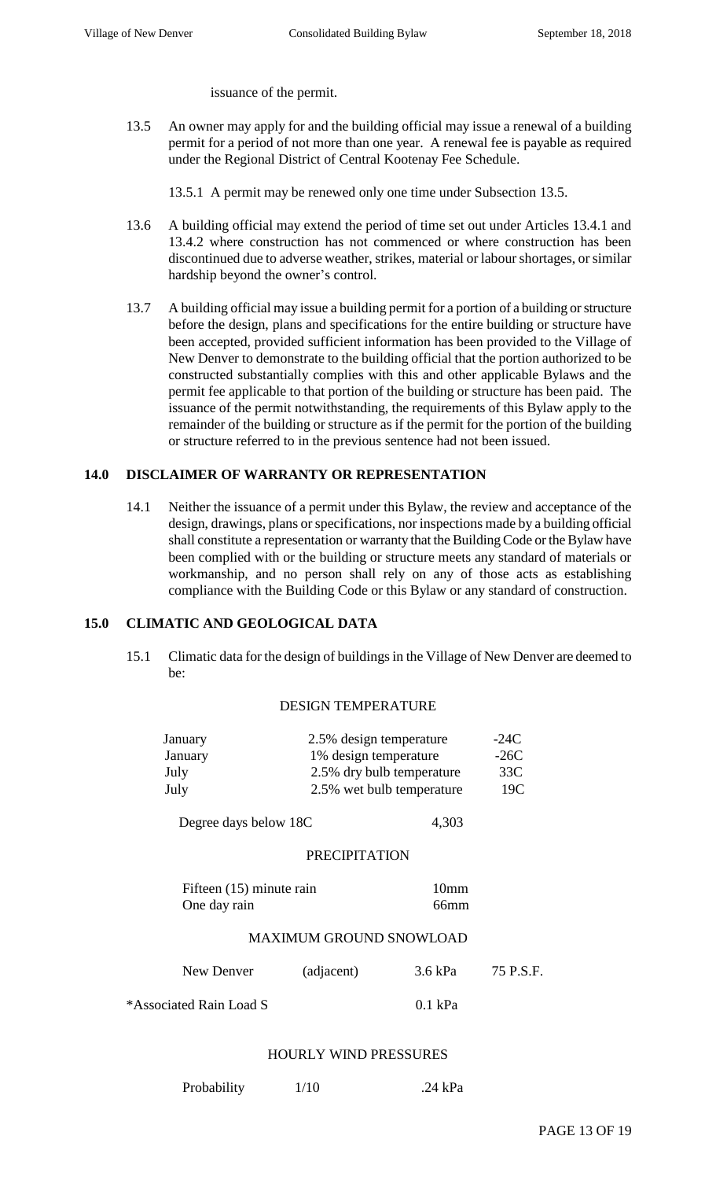issuance of the permit.

13.5 An owner may apply for and the building official may issue a renewal of a building permit for a period of not more than one year. A renewal fee is payable as required under the Regional District of Central Kootenay Fee Schedule.

13.5.1 A permit may be renewed only one time under Subsection 13.5.

13.6 A building official may extend the period of time set out under Articles 13.4.1 and 13.4.2 where construction has not commenced or where construction has been discontinued due to adverse weather, strikes, material or labour shortages, or similar hardship beyond the owner's control.

13.7 A building official may issue a building permit for a portion of a building or structure before the design, plans and specifications for the entire building or structure have been accepted, provided sufficient information has been provided to the Village of New Denver to demonstrate to the building official that the portion authorized to be constructed substantially complies with this and other applicable Bylaws and the permit fee applicable to that portion of the building or structure has been paid. The issuance of the permit notwithstanding, the requirements of this Bylaw apply to the remainder of the building or structure as if the permit for the portion of the building or structure referred to in the previous sentence had not been issued.

## 14.0 DISCLAIMER OF WARRANTY OR REPRESENTATION

14.1 Neither the issuance of a permit under this Bylaw, the review and acceptance of the design, drawings, plans or specifications, nor inspections made by a building official shall constitute a representation or warranty that the Building Code or the Bylaw have been complied with or the building or structure meets any standard of materials or workmanship, and no person shall rely on any of those acts as establishing compliance with the Building Code or this Bylaw or any standard of construction.

## 15.0 CLIMATIC AND GEOLOGICAL DATA

15.1 Climatic data for the design of buildings in the Village of New Denver are deemed to be:

DESIGN TEMPERATURE

| | | |
|---|---|---|
| January | 2.5% design temperature | -24C |
| January | 1% design temperature | -26C |
| July | 2.5% dry bulb temperature | 33C |
| July | 2.5% wet bulb temperature | 19C |

Degree days below 18C 4,303

PRECIPITATION

| | |
|---|---|
| Fifteen (15) minute rain | 10mm |
| One day rain | 66mm |

MAXIMUM GROUND SNOWLOAD

| | | | |
|---|---|---|---|
| New Denver | (adjacent) | 3.6 kPa | 75 P.S.F. |

*Associated Rain Load S 0.1 kPa

HOURLY WIND PRESSURES

| | | |
|---|---|---|
| Probability | 1/10 | .24 kPa |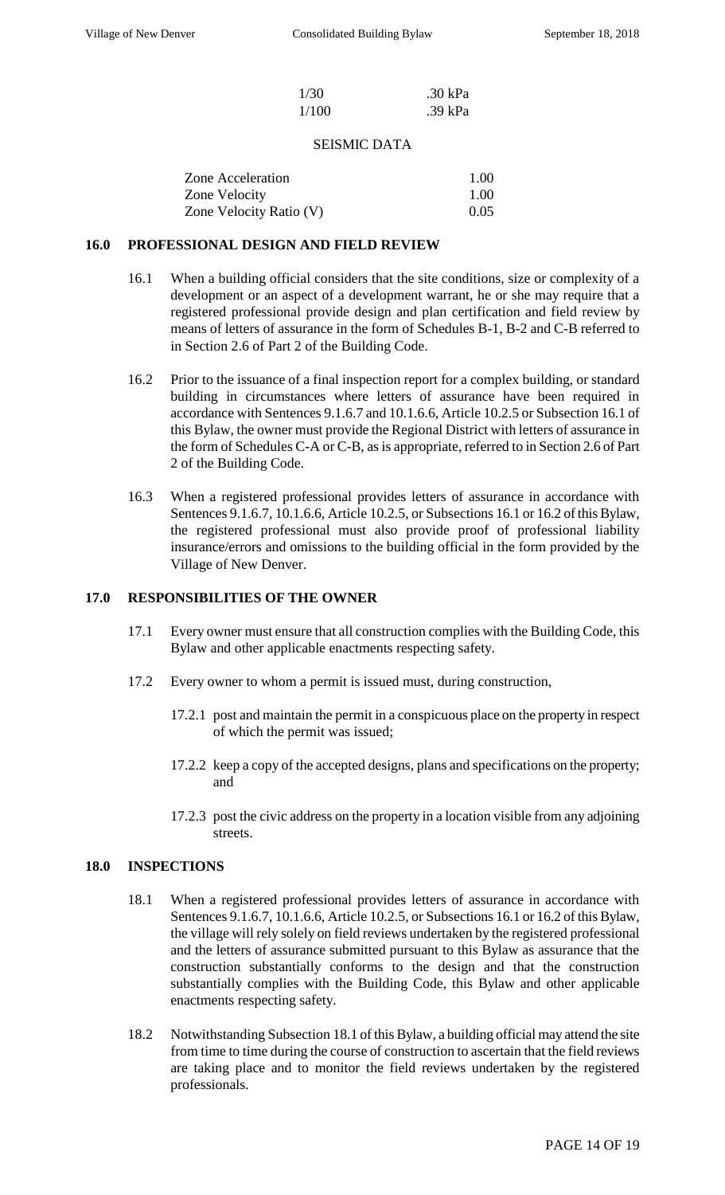| | |
|---|---|
| 1/30 | .30 kPa |
| 1/100 | .39 kPa |

SEISMIC DATA

| | |
|---|---|
| Zone Acceleration | 1.00 |
| Zone Velocity | 1.00 |
| Zone Velocity Ratio (V) | 0.05 |

## 16.0 PROFESSIONAL DESIGN AND FIELD REVIEW

16.1 When a building official considers that the site conditions, size or complexity of a development or an aspect of a development warrant, he or she may require that a registered professional provide design and plan certification and field review by means of letters of assurance in the form of Schedules B-1, B-2 and C-B referred to in Section 2.6 of Part 2 of the Building Code.

16.2 Prior to the issuance of a final inspection report for a complex building, or standard building in circumstances where letters of assurance have been required in accordance with Sentences 9.1.6.7 and 10.1.6.6, Article 10.2.5 or Subsection 16.1 of this Bylaw, the owner must provide the Regional District with letters of assurance in the form of Schedules C-A or C-B, as is appropriate, referred to in Section 2.6 of Part 2 of the Building Code.

16.3 When a registered professional provides letters of assurance in accordance with Sentences 9.1.6.7, 10.1.6.6, Article 10.2.5, or Subsections 16.1 or 16.2 of this Bylaw, the registered professional must also provide proof of professional liability insurance/errors and omissions to the building official in the form provided by the Village of New Denver.

## 17.0 RESPONSIBILITIES OF THE OWNER

17.1 Every owner must ensure that all construction complies with the Building Code, this Bylaw and other applicable enactments respecting safety.

17.2 Every owner to whom a permit is issued must, during construction,

17.2.1 post and maintain the permit in a conspicuous place on the property in respect of which the permit was issued;

17.2.2 keep a copy of the accepted designs, plans and specifications on the property; and

17.2.3 post the civic address on the property in a location visible from any adjoining streets.

## 18.0 INSPECTIONS

18.1 When a registered professional provides letters of assurance in accordance with Sentences 9.1.6.7, 10.1.6.6, Article 10.2.5, or Subsections 16.1 or 16.2 of this Bylaw, the village will rely solely on field reviews undertaken by the registered professional and the letters of assurance submitted pursuant to this Bylaw as assurance that the construction substantially conforms to the design and that the construction substantially complies with the Building Code, this Bylaw and other applicable enactments respecting safety.

18.2 Notwithstanding Subsection 18.1 of this Bylaw, a building official may attend the site from time to time during the course of construction to ascertain that the field reviews are taking place and to monitor the field reviews undertaken by the registered professionals.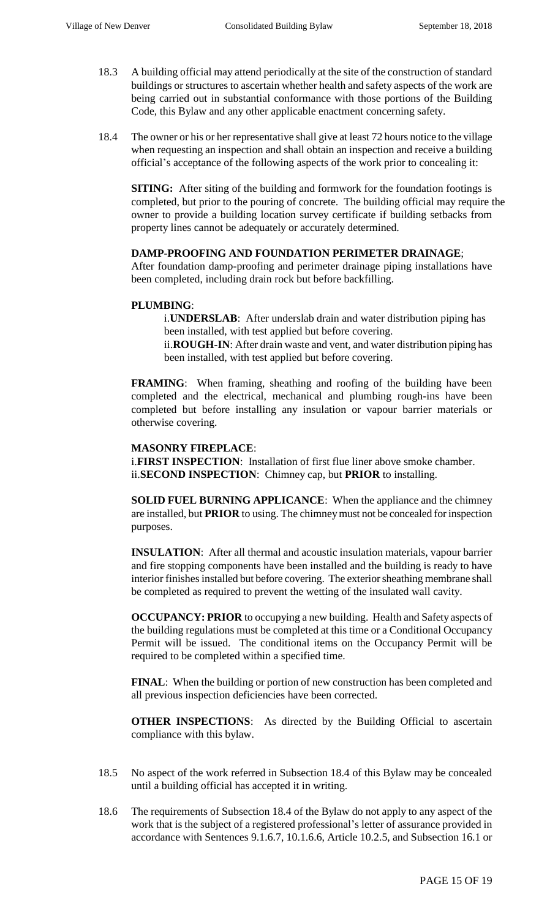18.3 A building official may attend periodically at the site of the construction of standard buildings or structures to ascertain whether health and safety aspects of the work are being carried out in substantial conformance with those portions of the Building Code, this Bylaw and any other applicable enactment concerning safety.

18.4 The owner or his or her representative shall give at least 72 hours notice to the village when requesting an inspection and shall obtain an inspection and receive a building official's acceptance of the following aspects of the work prior to concealing it:

**SITING:** After siting of the building and formwork for the foundation footings is completed, but prior to the pouring of concrete. The building official may require the owner to provide a building location survey certificate if building setbacks from property lines cannot be adequately or accurately determined.

**DAMP-PROOFING AND FOUNDATION PERIMETER DRAINAGE**;
After foundation damp-proofing and perimeter drainage piping installations have been completed, including drain rock but before backfilling.

**PLUMBING**:

i.**UNDERSLAB**: After underslab drain and water distribution piping has been installed, with test applied but before covering.
ii.**ROUGH-IN**: After drain waste and vent, and water distribution piping has been installed, with test applied but before covering.

**FRAMING**: When framing, sheathing and roofing of the building have been completed and the electrical, mechanical and plumbing rough-ins have been completed but before installing any insulation or vapour barrier materials or otherwise covering.

**MASONRY FIREPLACE**:
i.**FIRST INSPECTION**: Installation of first flue liner above smoke chamber.
ii.**SECOND INSPECTION**: Chimney cap, but **PRIOR** to installing.

**SOLID FUEL BURNING APPLICANCE**: When the appliance and the chimney are installed, but **PRIOR** to using. The chimney must not be concealed for inspection purposes.

**INSULATION**: After all thermal and acoustic insulation materials, vapour barrier and fire stopping components have been installed and the building is ready to have interior finishes installed but before covering. The exterior sheathing membrane shall be completed as required to prevent the wetting of the insulated wall cavity.

**OCCUPANCY: PRIOR** to occupying a new building. Health and Safety aspects of the building regulations must be completed at this time or a Conditional Occupancy Permit will be issued. The conditional items on the Occupancy Permit will be required to be completed within a specified time.

**FINAL**: When the building or portion of new construction has been completed and all previous inspection deficiencies have been corrected.

**OTHER INSPECTIONS**: As directed by the Building Official to ascertain compliance with this bylaw.

18.5 No aspect of the work referred in Subsection 18.4 of this Bylaw may be concealed until a building official has accepted it in writing.

18.6 The requirements of Subsection 18.4 of the Bylaw do not apply to any aspect of the work that is the subject of a registered professional's letter of assurance provided in accordance with Sentences 9.1.6.7, 10.1.6.6, Article 10.2.5, and Subsection 16.1 or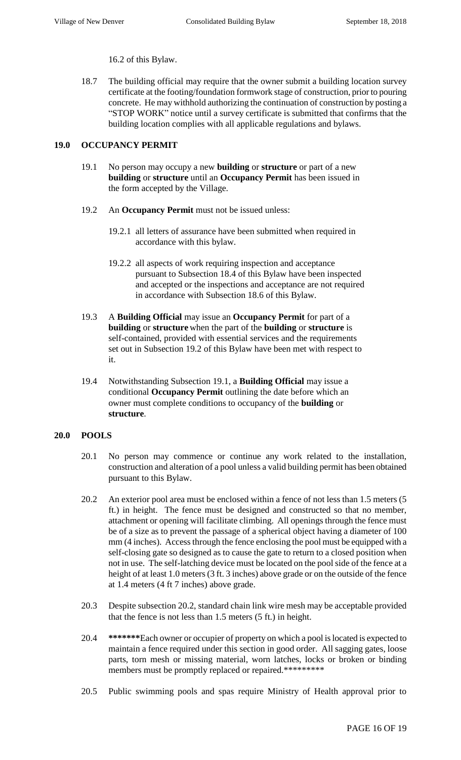16.2 of this Bylaw.

18.7 The building official may require that the owner submit a building location survey certificate at the footing/foundation formwork stage of construction, prior to pouring concrete. He may withhold authorizing the continuation of construction by posting a "STOP WORK" notice until a survey certificate is submitted that confirms that the building location complies with all applicable regulations and bylaws.

## 19.0 OCCUPANCY PERMIT

19.1 No person may occupy a new **building** or **structure** or part of a new **building** or **structure** until an **Occupancy Permit** has been issued in the form accepted by the Village.

19.2 An **Occupancy Permit** must not be issued unless:

19.2.1 all letters of assurance have been submitted when required in accordance with this bylaw.

19.2.2 all aspects of work requiring inspection and acceptance pursuant to Subsection 18.4 of this Bylaw have been inspected and accepted or the inspections and acceptance are not required in accordance with Subsection 18.6 of this Bylaw.

19.3 A **Building Official** may issue an **Occupancy Permit** for part of a **building** or **structure** when the part of the **building** or **structure** is self-contained, provided with essential services and the requirements set out in Subsection 19.2 of this Bylaw have been met with respect to it.

19.4 Notwithstanding Subsection 19.1, a **Building Official** may issue a conditional **Occupancy Permit** outlining the date before which an owner must complete conditions to occupancy of the **building** or **structure**.

## 20.0 POOLS

20.1 No person may commence or continue any work related to the installation, construction and alteration of a pool unless a valid building permit has been obtained pursuant to this Bylaw.

20.2 An exterior pool area must be enclosed within a fence of not less than 1.5 meters (5 ft.) in height. The fence must be designed and constructed so that no member, attachment or opening will facilitate climbing. All openings through the fence must be of a size as to prevent the passage of a spherical object having a diameter of 100 mm (4 inches). Access through the fence enclosing the pool must be equipped with a self-closing gate so designed as to cause the gate to return to a closed position when not in use. The self-latching device must be located on the pool side of the fence at a height of at least 1.0 meters (3 ft. 3 inches) above grade or on the outside of the fence at 1.4 meters (4 ft 7 inches) above grade.

20.3 Despite subsection 20.2, standard chain link wire mesh may be acceptable provided that the fence is not less than 1.5 meters (5 ft.) in height.

20.4 **\*\*\*\*\*\*\***Each owner or occupier of property on which a pool is located is expected to maintain a fence required under this section in good order. All sagging gates, loose parts, torn mesh or missing material, worn latches, locks or broken or binding members must be promptly replaced or repaired.*********

20.5 Public swimming pools and spas require Ministry of Health approval prior to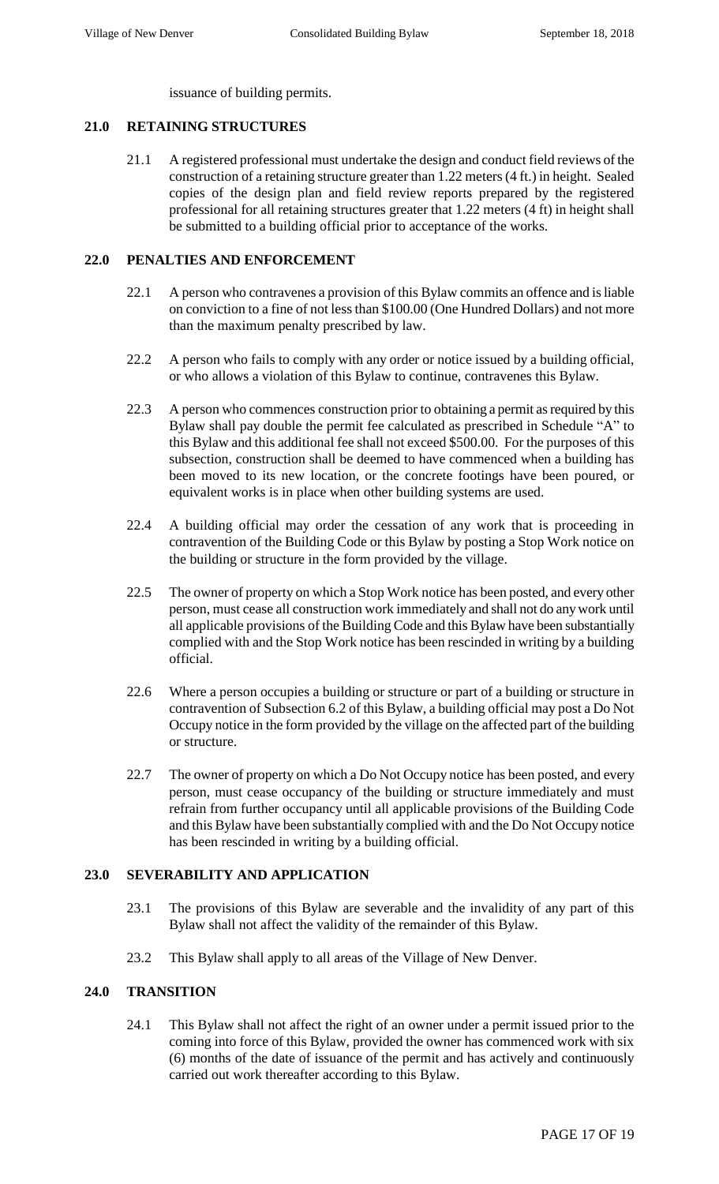issuance of building permits.

## 21.0 RETAINING STRUCTURES

21.1 A registered professional must undertake the design and conduct field reviews of the construction of a retaining structure greater than 1.22 meters (4 ft.) in height. Sealed copies of the design plan and field review reports prepared by the registered professional for all retaining structures greater that 1.22 meters (4 ft) in height shall be submitted to a building official prior to acceptance of the works.

## 22.0 PENALTIES AND ENFORCEMENT

22.1 A person who contravenes a provision of this Bylaw commits an offence and is liable on conviction to a fine of not less than $100.00 (One Hundred Dollars) and not more than the maximum penalty prescribed by law.

22.2 A person who fails to comply with any order or notice issued by a building official, or who allows a violation of this Bylaw to continue, contravenes this Bylaw.

22.3 A person who commences construction prior to obtaining a permit as required by this Bylaw shall pay double the permit fee calculated as prescribed in Schedule "A" to this Bylaw and this additional fee shall not exceed $500.00. For the purposes of this subsection, construction shall be deemed to have commenced when a building has been moved to its new location, or the concrete footings have been poured, or equivalent works is in place when other building systems are used.

22.4 A building official may order the cessation of any work that is proceeding in contravention of the Building Code or this Bylaw by posting a Stop Work notice on the building or structure in the form provided by the village.

22.5 The owner of property on which a Stop Work notice has been posted, and every other person, must cease all construction work immediately and shall not do any work until all applicable provisions of the Building Code and this Bylaw have been substantially complied with and the Stop Work notice has been rescinded in writing by a building official.

22.6 Where a person occupies a building or structure or part of a building or structure in contravention of Subsection 6.2 of this Bylaw, a building official may post a Do Not Occupy notice in the form provided by the village on the affected part of the building or structure.

22.7 The owner of property on which a Do Not Occupy notice has been posted, and every person, must cease occupancy of the building or structure immediately and must refrain from further occupancy until all applicable provisions of the Building Code and this Bylaw have been substantially complied with and the Do Not Occupy notice has been rescinded in writing by a building official.

## 23.0 SEVERABILITY AND APPLICATION

23.1 The provisions of this Bylaw are severable and the invalidity of any part of this Bylaw shall not affect the validity of the remainder of this Bylaw.

23.2 This Bylaw shall apply to all areas of the Village of New Denver.

## 24.0 TRANSITION

24.1 This Bylaw shall not affect the right of an owner under a permit issued prior to the coming into force of this Bylaw, provided the owner has commenced work with six (6) months of the date of issuance of the permit and has actively and continuously carried out work thereafter according to this Bylaw.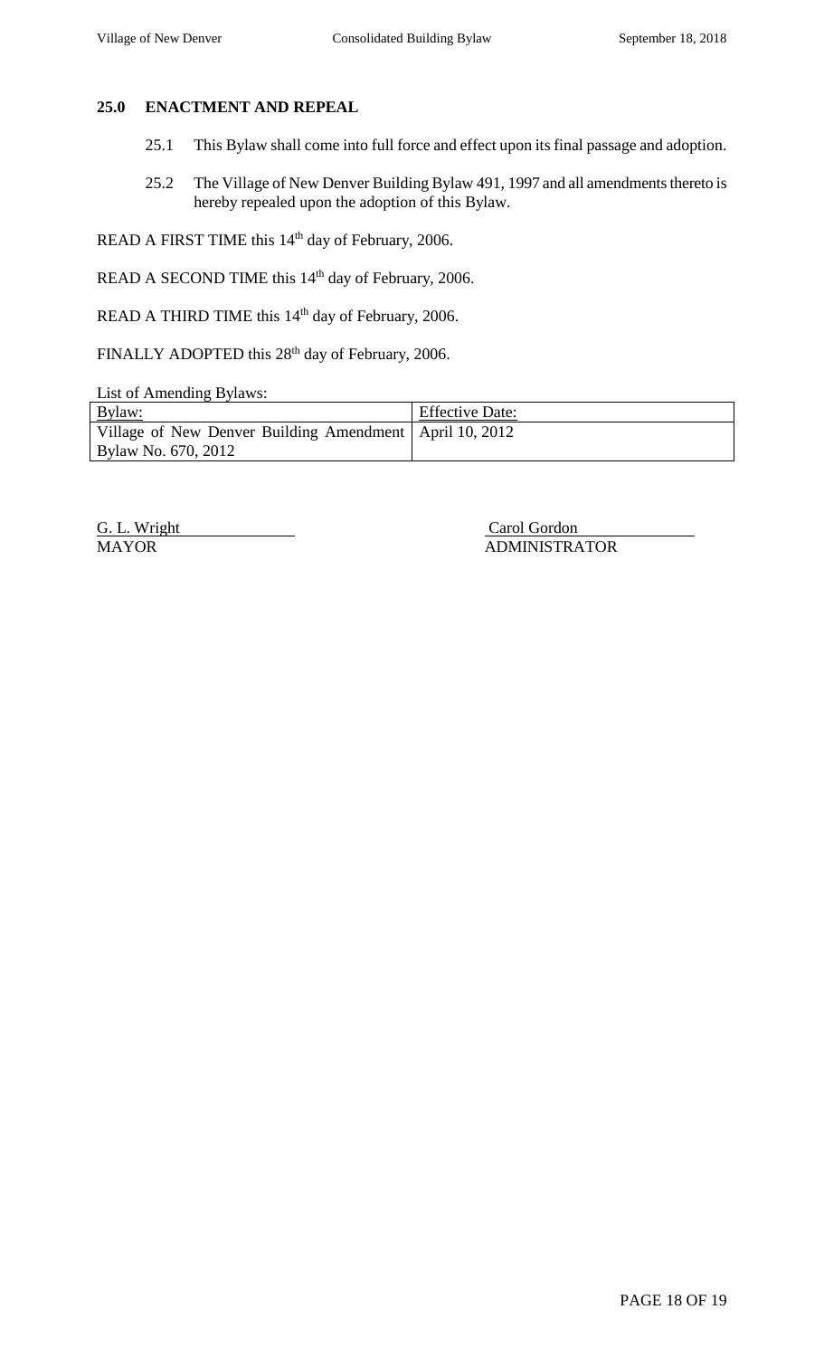## 25.0 ENACTMENT AND REPEAL

25.1 This Bylaw shall come into full force and effect upon its final passage and adoption.

25.2 The Village of New Denver Building Bylaw 491, 1997 and all amendments thereto is hereby repealed upon the adoption of this Bylaw.

READ A FIRST TIME this 14th day of February, 2006.

READ A SECOND TIME this 14th day of February, 2006.

READ A THIRD TIME this 14th day of February, 2006.

FINALLY ADOPTED this 28th day of February, 2006.

List of Amending Bylaws:

| Bylaw: | Effective Date: |
|---|---|
| Village of New Denver Building Amendment Bylaw No. 670, 2012 | April 10, 2012 |

G. L. Wright
MAYOR

Carol Gordon
ADMINISTRATOR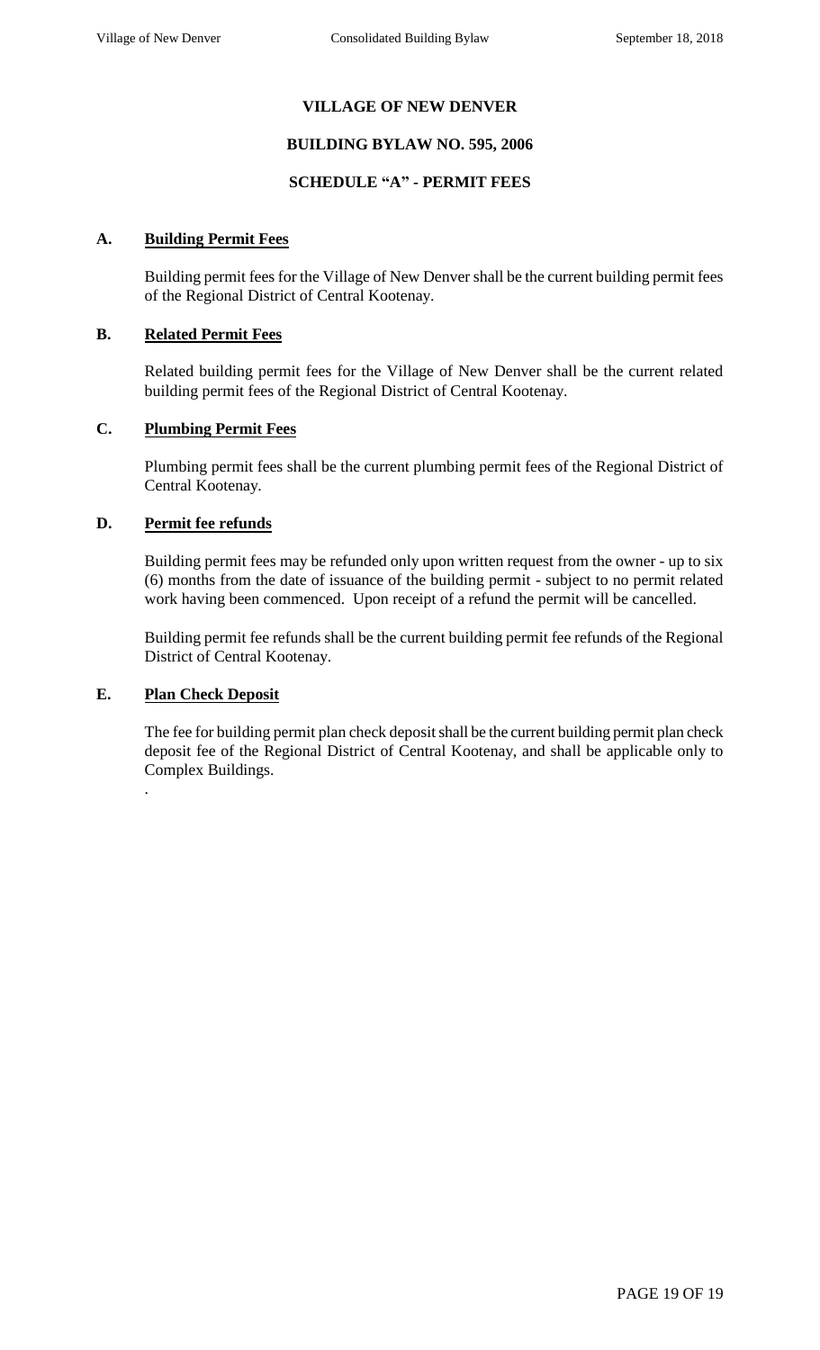**VILLAGE OF NEW DENVER**

**BUILDING BYLAW NO. 595, 2006**

**SCHEDULE "A" - PERMIT FEES**

**A. Building Permit Fees**

Building permit fees for the Village of New Denver shall be the current building permit fees of the Regional District of Central Kootenay.

**B. Related Permit Fees**

Related building permit fees for the Village of New Denver shall be the current related building permit fees of the Regional District of Central Kootenay.

**C. Plumbing Permit Fees**

Plumbing permit fees shall be the current plumbing permit fees of the Regional District of Central Kootenay.

**D. Permit fee refunds**

Building permit fees may be refunded only upon written request from the owner - up to six (6) months from the date of issuance of the building permit - subject to no permit related work having been commenced. Upon receipt of a refund the permit will be cancelled.

Building permit fee refunds shall be the current building permit fee refunds of the Regional District of Central Kootenay.

**E. Plan Check Deposit**

The fee for building permit plan check deposit shall be the current building permit plan check deposit fee of the Regional District of Central Kootenay, and shall be applicable only to Complex Buildings.